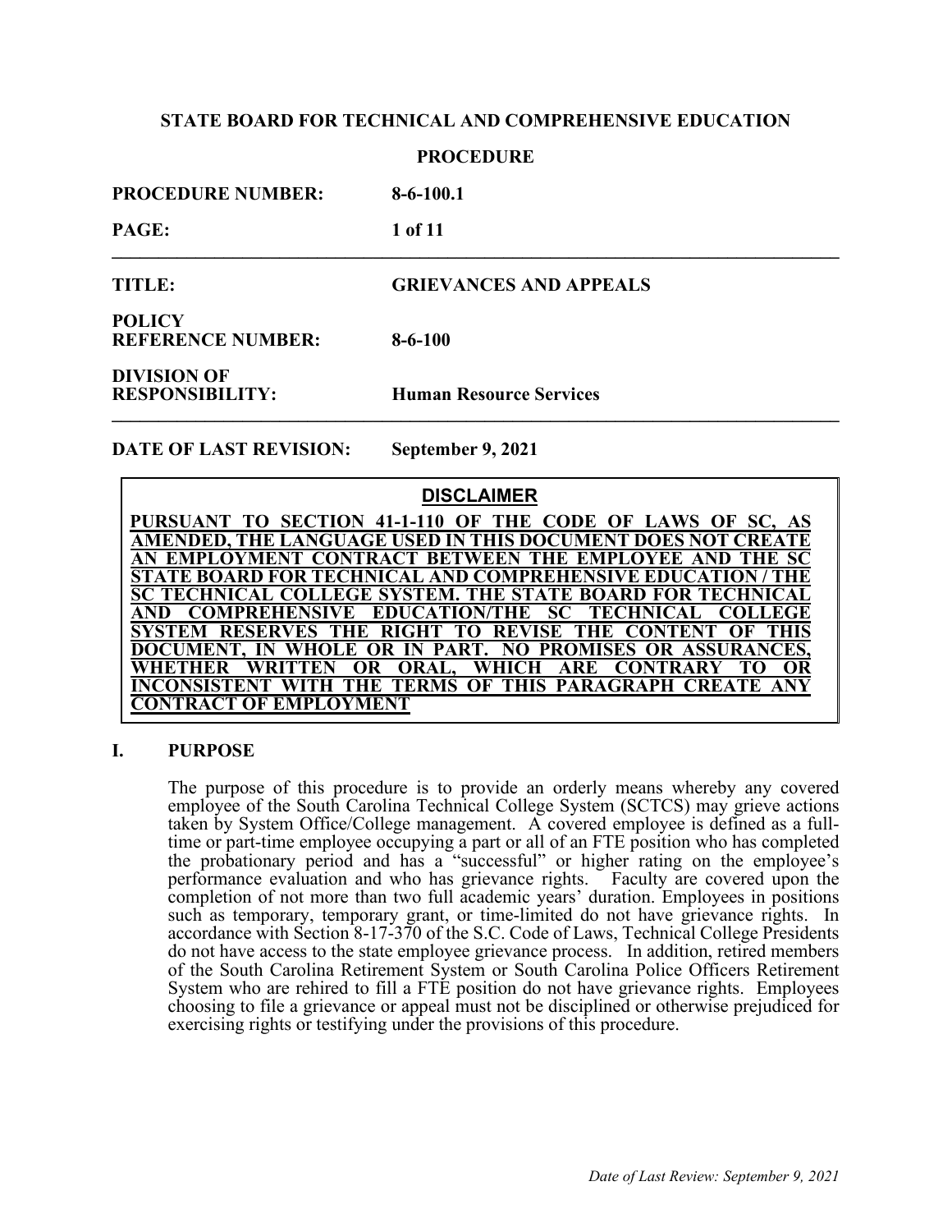**STATE BOARD FOR TECHNICAL AND COMPREHENSIVE EDUCATION**

**PROCEDURE**

**PROCEDURE NUMBER:** **8-6-100.1**

**PAGE:** **1 of 11**

---

**TITLE:** **GRIEVANCES AND APPEALS**

**POLICY REFERENCE NUMBER:** **8-6-100**

**DIVISION OF RESPONSIBILITY:** **Human Resource Services**

---

**DATE OF LAST REVISION:** **September 9, 2021**

> **DISCLAIMER**
>
> **PURSUANT TO SECTION 41-1-110 OF THE CODE OF LAWS OF SC, AS AMENDED, THE LANGUAGE USED IN THIS DOCUMENT DOES NOT CREATE AN EMPLOYMENT CONTRACT BETWEEN THE EMPLOYEE AND THE SC STATE BOARD FOR TECHNICAL AND COMPREHENSIVE EDUCATION / THE SC TECHNICAL COLLEGE SYSTEM. THE STATE BOARD FOR TECHNICAL AND COMPREHENSIVE EDUCATION/THE SC TECHNICAL COLLEGE SYSTEM RESERVES THE RIGHT TO REVISE THE CONTENT OF THIS DOCUMENT, IN WHOLE OR IN PART. NO PROMISES OR ASSURANCES, WHETHER WRITTEN OR ORAL, WHICH ARE CONTRARY TO OR INCONSISTENT WITH THE TERMS OF THIS PARAGRAPH CREATE ANY CONTRACT OF EMPLOYMENT**

## I. PURPOSE

The purpose of this procedure is to provide an orderly means whereby any covered employee of the South Carolina Technical College System (SCTCS) may grieve actions taken by System Office/College management. A covered employee is defined as a full-time or part-time employee occupying a part or all of an FTE position who has completed the probationary period and has a "successful" or higher rating on the employee's performance evaluation and who has grievance rights. Faculty are covered upon the completion of not more than two full academic years' duration. Employees in positions such as temporary, temporary grant, or time-limited do not have grievance rights. In accordance with Section 8-17-370 of the S.C. Code of Laws, Technical College Presidents do not have access to the state employee grievance process. In addition, retired members of the South Carolina Retirement System or South Carolina Police Officers Retirement System who are rehired to fill a FTE position do not have grievance rights. Employees choosing to file a grievance or appeal must not be disciplined or otherwise prejudiced for exercising rights or testifying under the provisions of this procedure.

*Date of Last Review: September 9, 2021*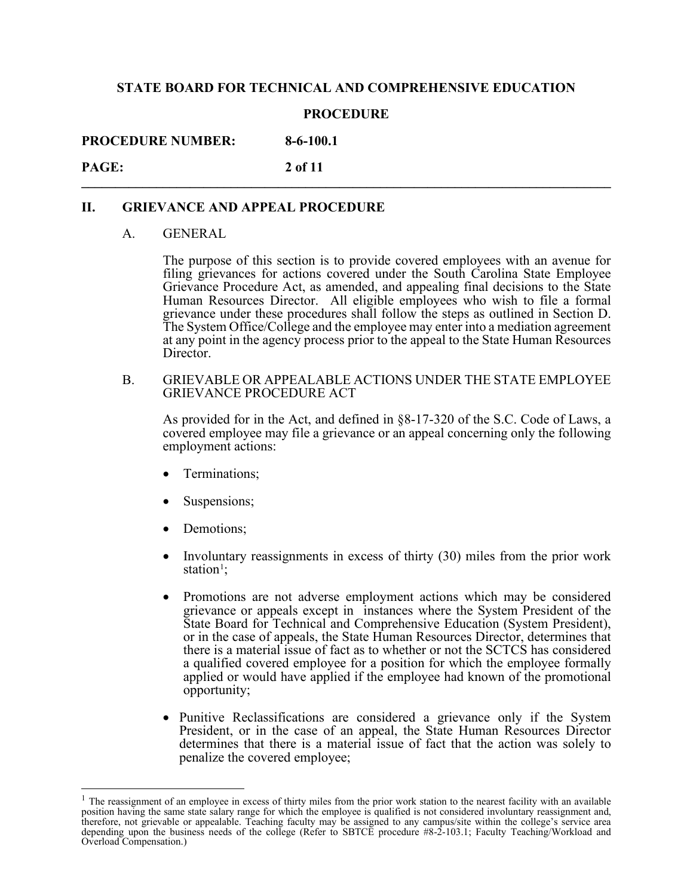## II. GRIEVANCE AND APPEAL PROCEDURE

### A. GENERAL

The purpose of this section is to provide covered employees with an avenue for filing grievances for actions covered under the South Carolina State Employee Grievance Procedure Act, as amended, and appealing final decisions to the State Human Resources Director. All eligible employees who wish to file a formal grievance under these procedures shall follow the steps as outlined in Section D. The System Office/College and the employee may enter into a mediation agreement at any point in the agency process prior to the appeal to the State Human Resources Director.

### B. GRIEVABLE OR APPEALABLE ACTIONS UNDER THE STATE EMPLOYEE GRIEVANCE PROCEDURE ACT

As provided for in the Act, and defined in §8-17-320 of the S.C. Code of Laws, a covered employee may file a grievance or an appeal concerning only the following employment actions:

- Terminations;
- Suspensions;
- Demotions;
- Involuntary reassignments in excess of thirty (30) miles from the prior work station[1];
- Promotions are not adverse employment actions which may be considered grievance or appeals except in instances where the System President of the State Board for Technical and Comprehensive Education (System President), or in the case of appeals, the State Human Resources Director, determines that there is a material issue of fact as to whether or not the SCTCS has considered a qualified covered employee for a position for which the employee formally applied or would have applied if the employee had known of the promotional opportunity;
- Punitive Reclassifications are considered a grievance only if the System President, or in the case of an appeal, the State Human Resources Director determines that there is a material issue of fact that the action was solely to penalize the covered employee;

---

[1] The reassignment of an employee in excess of thirty miles from the prior work station to the nearest facility with an available position having the same state salary range for which the employee is qualified is not considered involuntary reassignment and, therefore, not grievable or appealable. Teaching faculty may be assigned to any campus/site within the college's service area depending upon the business needs of the college (Refer to SBTCE procedure #8-2-103.1; Faculty Teaching/Workload and Overload Compensation.)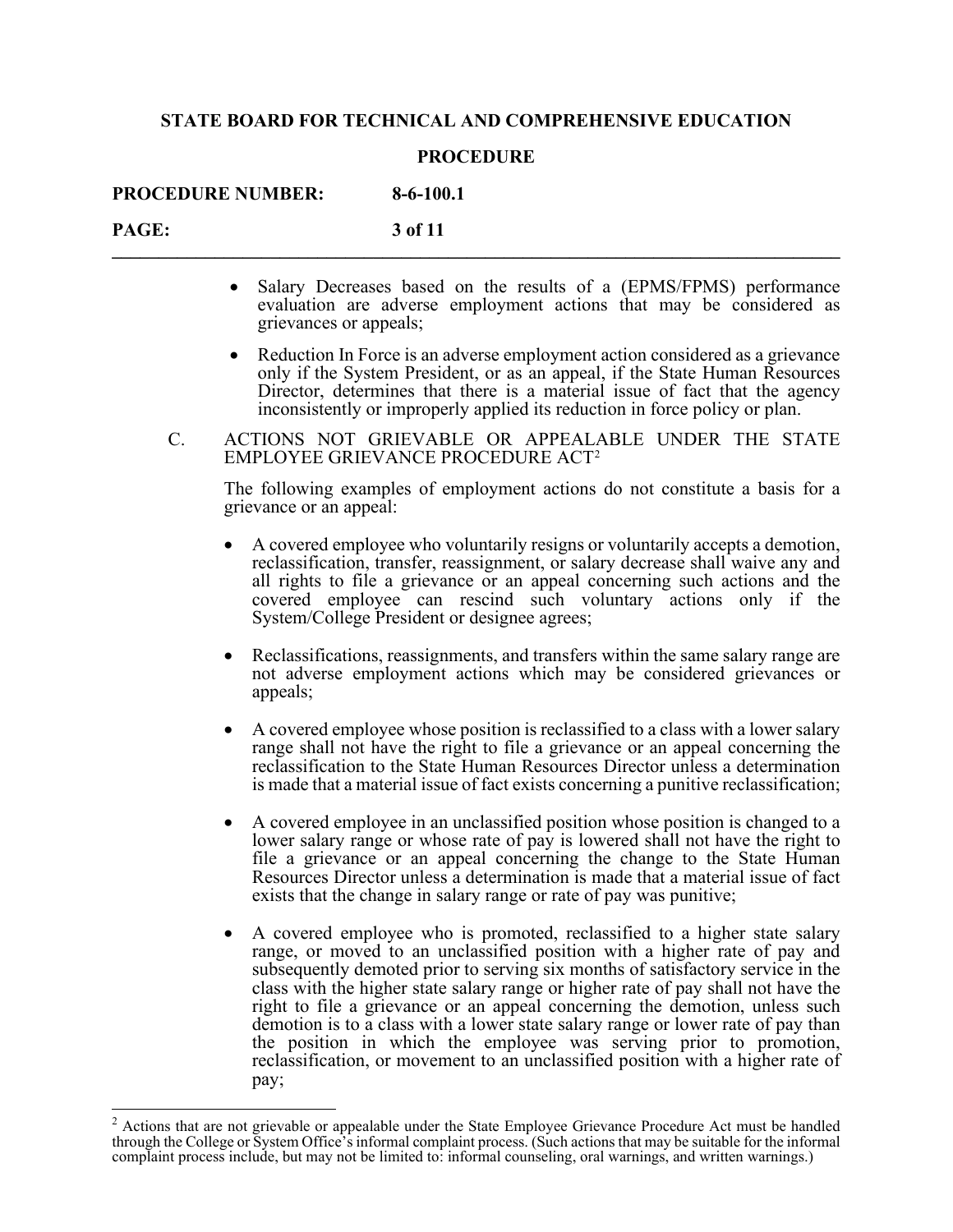- Salary Decreases based on the results of a (EPMS/FPMS) performance evaluation are adverse employment actions that may be considered as grievances or appeals;
- Reduction In Force is an adverse employment action considered as a grievance only if the System President, or as an appeal, if the State Human Resources Director, determines that there is a material issue of fact that the agency inconsistently or improperly applied its reduction in force policy or plan.

C. ACTIONS NOT GRIEVABLE OR APPEALABLE UNDER THE STATE EMPLOYEE GRIEVANCE PROCEDURE ACT[2]

The following examples of employment actions do not constitute a basis for a grievance or an appeal:

- A covered employee who voluntarily resigns or voluntarily accepts a demotion, reclassification, transfer, reassignment, or salary decrease shall waive any and all rights to file a grievance or an appeal concerning such actions and the covered employee can rescind such voluntary actions only if the System/College President or designee agrees;
- Reclassifications, reassignments, and transfers within the same salary range are not adverse employment actions which may be considered grievances or appeals;
- A covered employee whose position is reclassified to a class with a lower salary range shall not have the right to file a grievance or an appeal concerning the reclassification to the State Human Resources Director unless a determination is made that a material issue of fact exists concerning a punitive reclassification;
- A covered employee in an unclassified position whose position is changed to a lower salary range or whose rate of pay is lowered shall not have the right to file a grievance or an appeal concerning the change to the State Human Resources Director unless a determination is made that a material issue of fact exists that the change in salary range or rate of pay was punitive;
- A covered employee who is promoted, reclassified to a higher state salary range, or moved to an unclassified position with a higher rate of pay and subsequently demoted prior to serving six months of satisfactory service in the class with the higher state salary range or higher rate of pay shall not have the right to file a grievance or an appeal concerning the demotion, unless such demotion is to a class with a lower state salary range or lower rate of pay than the position in which the employee was serving prior to promotion, reclassification, or movement to an unclassified position with a higher rate of pay;

[2] Actions that are not grievable or appealable under the State Employee Grievance Procedure Act must be handled through the College or System Office's informal complaint process. (Such actions that may be suitable for the informal complaint process include, but may not be limited to: informal counseling, oral warnings, and written warnings.)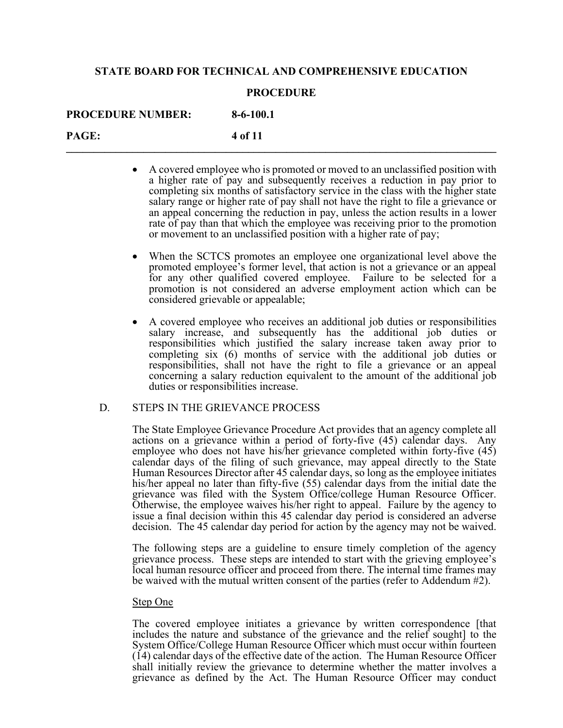- A covered employee who is promoted or moved to an unclassified position with a higher rate of pay and subsequently receives a reduction in pay prior to completing six months of satisfactory service in the class with the higher state salary range or higher rate of pay shall not have the right to file a grievance or an appeal concerning the reduction in pay, unless the action results in a lower rate of pay than that which the employee was receiving prior to the promotion or movement to an unclassified position with a higher rate of pay;

- When the SCTCS promotes an employee one organizational level above the promoted employee's former level, that action is not a grievance or an appeal for any other qualified covered employee. Failure to be selected for a promotion is not considered an adverse employment action which can be considered grievable or appealable;

- A covered employee who receives an additional job duties or responsibilities salary increase, and subsequently has the additional job duties or responsibilities which justified the salary increase taken away prior to completing six (6) months of service with the additional job duties or responsibilities, shall not have the right to file a grievance or an appeal concerning a salary reduction equivalent to the amount of the additional job duties or responsibilities increase.

D. STEPS IN THE GRIEVANCE PROCESS

The State Employee Grievance Procedure Act provides that an agency complete all actions on a grievance within a period of forty-five (45) calendar days. Any employee who does not have his/her grievance completed within forty-five (45) calendar days of the filing of such grievance, may appeal directly to the State Human Resources Director after 45 calendar days, so long as the employee initiates his/her appeal no later than fifty-five (55) calendar days from the initial date the grievance was filed with the System Office/college Human Resource Officer. Otherwise, the employee waives his/her right to appeal. Failure by the agency to issue a final decision within this 45 calendar day period is considered an adverse decision. The 45 calendar day period for action by the agency may not be waived.

The following steps are a guideline to ensure timely completion of the agency grievance process. These steps are intended to start with the grieving employee's local human resource officer and proceed from there. The internal time frames may be waived with the mutual written consent of the parties (refer to Addendum #2).

<u>Step One</u>

The covered employee initiates a grievance by written correspondence [that includes the nature and substance of the grievance and the relief sought] to the System Office/College Human Resource Officer which must occur within fourteen (14) calendar days of the effective date of the action. The Human Resource Officer shall initially review the grievance to determine whether the matter involves a grievance as defined by the Act. The Human Resource Officer may conduct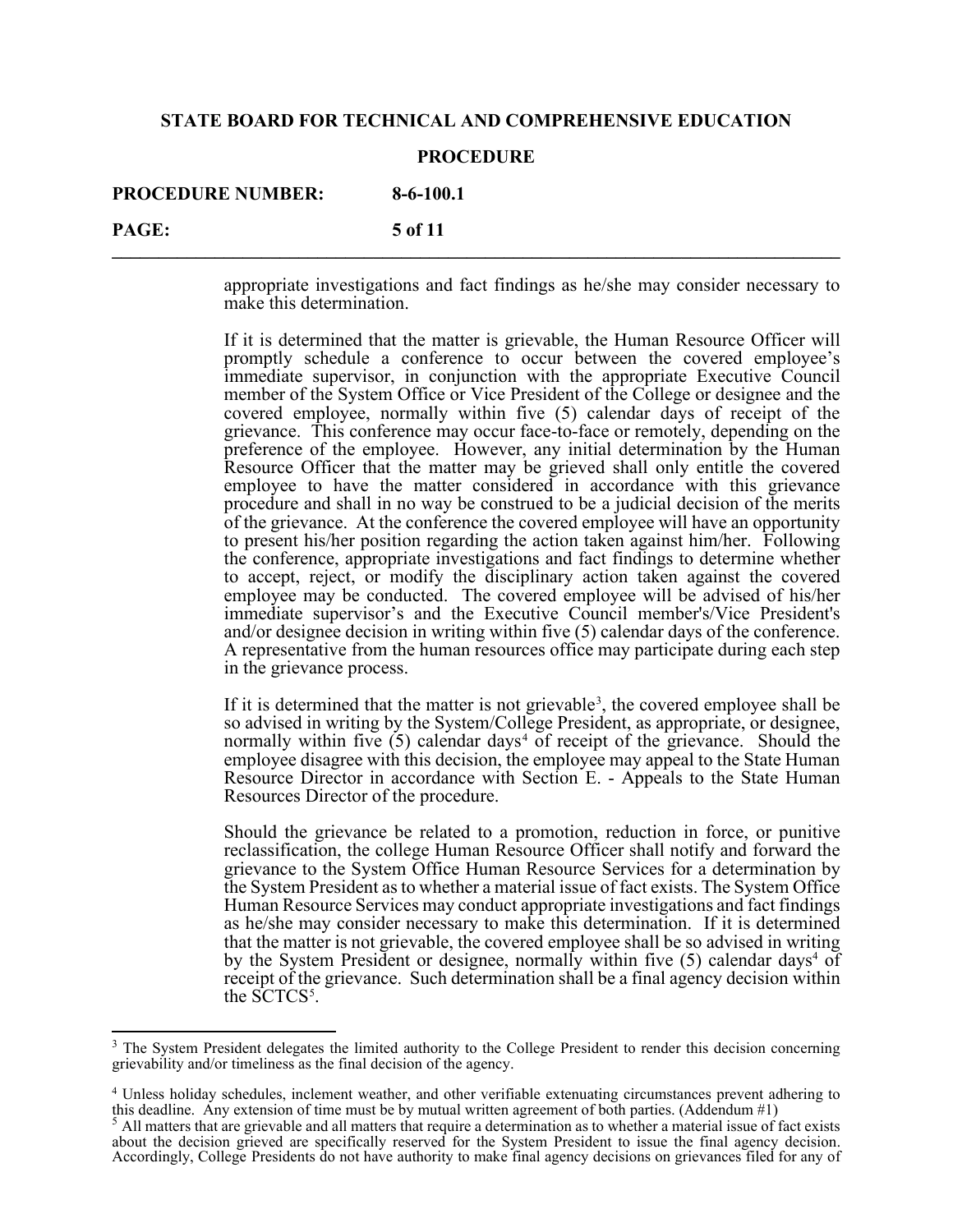appropriate investigations and fact findings as he/she may consider necessary to make this determination.

If it is determined that the matter is grievable, the Human Resource Officer will promptly schedule a conference to occur between the covered employee's immediate supervisor, in conjunction with the appropriate Executive Council member of the System Office or Vice President of the College or designee and the covered employee, normally within five (5) calendar days of receipt of the grievance. This conference may occur face-to-face or remotely, depending on the preference of the employee. However, any initial determination by the Human Resource Officer that the matter may be grieved shall only entitle the covered employee to have the matter considered in accordance with this grievance procedure and shall in no way be construed to be a judicial decision of the merits of the grievance. At the conference the covered employee will have an opportunity to present his/her position regarding the action taken against him/her. Following the conference, appropriate investigations and fact findings to determine whether to accept, reject, or modify the disciplinary action taken against the covered employee may be conducted. The covered employee will be advised of his/her immediate supervisor's and the Executive Council member's/Vice President's and/or designee decision in writing within five (5) calendar days of the conference. A representative from the human resources office may participate during each step in the grievance process.

If it is determined that the matter is not grievable[3], the covered employee shall be so advised in writing by the System/College President, as appropriate, or designee, normally within five (5) calendar days[4] of receipt of the grievance. Should the employee disagree with this decision, the employee may appeal to the State Human Resource Director in accordance with Section E. - Appeals to the State Human Resources Director of the procedure.

Should the grievance be related to a promotion, reduction in force, or punitive reclassification, the college Human Resource Officer shall notify and forward the grievance to the System Office Human Resource Services for a determination by the System President as to whether a material issue of fact exists. The System Office Human Resource Services may conduct appropriate investigations and fact findings as he/she may consider necessary to make this determination. If it is determined that the matter is not grievable, the covered employee shall be so advised in writing by the System President or designee, normally within five (5) calendar days[4] of receipt of the grievance. Such determination shall be a final agency decision within the SCTCS[5].

---

[3] The System President delegates the limited authority to the College President to render this decision concerning grievability and/or timeliness as the final decision of the agency.

[4] Unless holiday schedules, inclement weather, and other verifiable extenuating circumstances prevent adhering to this deadline. Any extension of time must be by mutual written agreement of both parties. (Addendum #1)

[5] All matters that are grievable and all matters that require a determination as to whether a material issue of fact exists about the decision grieved are specifically reserved for the System President to issue the final agency decision. Accordingly, College Presidents do not have authority to make final agency decisions on grievances filed for any of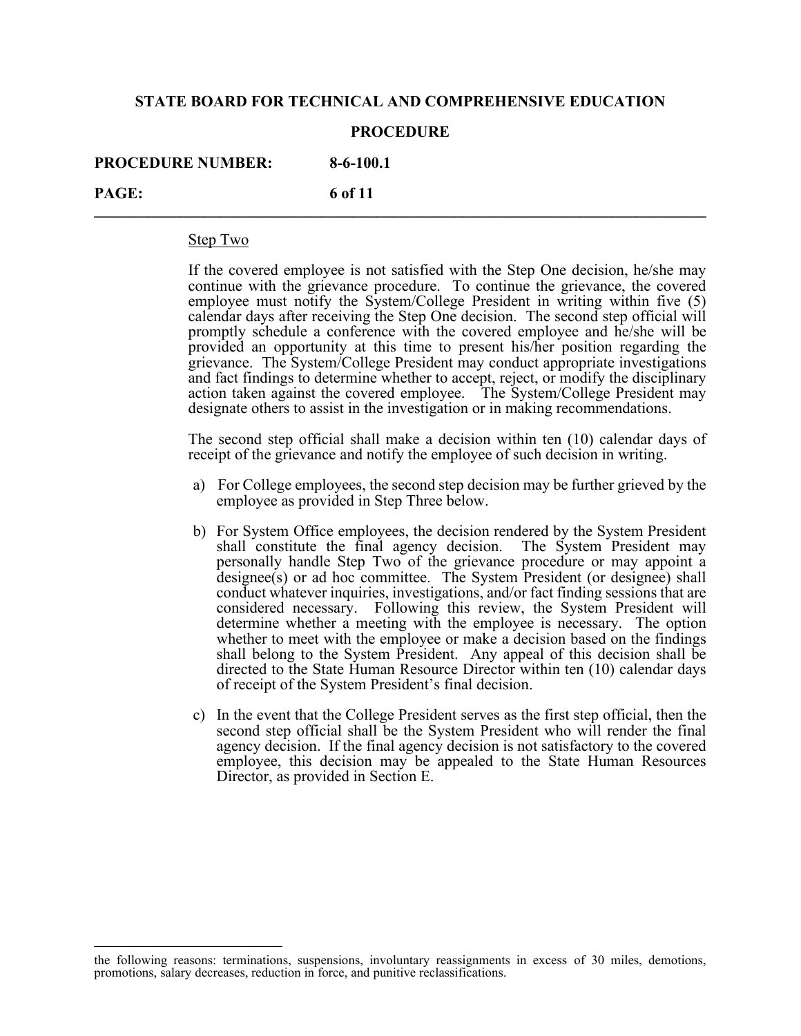Step Two

If the covered employee is not satisfied with the Step One decision, he/she may continue with the grievance procedure. To continue the grievance, the covered employee must notify the System/College President in writing within five (5) calendar days after receiving the Step One decision. The second step official will promptly schedule a conference with the covered employee and he/she will be provided an opportunity at this time to present his/her position regarding the grievance. The System/College President may conduct appropriate investigations and fact findings to determine whether to accept, reject, or modify the disciplinary action taken against the covered employee. The System/College President may designate others to assist in the investigation or in making recommendations.

The second step official shall make a decision within ten (10) calendar days of receipt of the grievance and notify the employee of such decision in writing.

a) For College employees, the second step decision may be further grieved by the employee as provided in Step Three below.

b) For System Office employees, the decision rendered by the System President shall constitute the final agency decision. The System President may personally handle Step Two of the grievance procedure or may appoint a designee(s) or ad hoc committee. The System President (or designee) shall conduct whatever inquiries, investigations, and/or fact finding sessions that are considered necessary. Following this review, the System President will determine whether a meeting with the employee is necessary. The option whether to meet with the employee or make a decision based on the findings shall belong to the System President. Any appeal of this decision shall be directed to the State Human Resource Director within ten (10) calendar days of receipt of the System President's final decision.

c) In the event that the College President serves as the first step official, then the second step official shall be the System President who will render the final agency decision. If the final agency decision is not satisfactory to the covered employee, this decision may be appealed to the State Human Resources Director, as provided in Section E.

---

the following reasons: terminations, suspensions, involuntary reassignments in excess of 30 miles, demotions, promotions, salary decreases, reduction in force, and punitive reclassifications.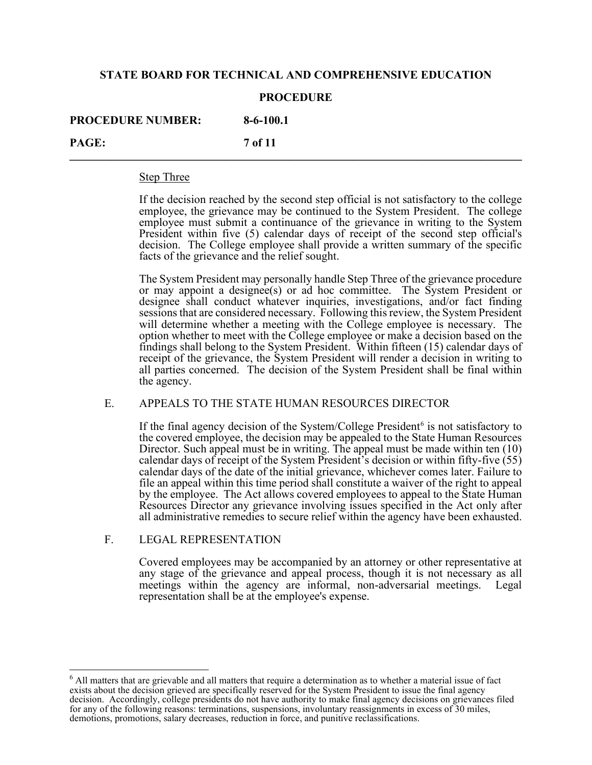Step Three

If the decision reached by the second step official is not satisfactory to the college employee, the grievance may be continued to the System President. The college employee must submit a continuance of the grievance in writing to the System President within five (5) calendar days of receipt of the second step official's decision. The College employee shall provide a written summary of the specific facts of the grievance and the relief sought.

The System President may personally handle Step Three of the grievance procedure or may appoint a designee(s) or ad hoc committee. The System President or designee shall conduct whatever inquiries, investigations, and/or fact finding sessions that are considered necessary. Following this review, the System President will determine whether a meeting with the College employee is necessary. The option whether to meet with the College employee or make a decision based on the findings shall belong to the System President. Within fifteen (15) calendar days of receipt of the grievance, the System President will render a decision in writing to all parties concerned. The decision of the System President shall be final within the agency.

E. APPEALS TO THE STATE HUMAN RESOURCES DIRECTOR

If the final agency decision of the System/College President[6] is not satisfactory to the covered employee, the decision may be appealed to the State Human Resources Director. Such appeal must be in writing. The appeal must be made within ten (10) calendar days of receipt of the System President's decision or within fifty-five (55) calendar days of the date of the initial grievance, whichever comes later. Failure to file an appeal within this time period shall constitute a waiver of the right to appeal by the employee. The Act allows covered employees to appeal to the State Human Resources Director any grievance involving issues specified in the Act only after all administrative remedies to secure relief within the agency have been exhausted.

F. LEGAL REPRESENTATION

Covered employees may be accompanied by an attorney or other representative at any stage of the grievance and appeal process, though it is not necessary as all meetings within the agency are informal, non-adversarial meetings. Legal representation shall be at the employee's expense.

---

[6] All matters that are grievable and all matters that require a determination as to whether a material issue of fact exists about the decision grieved are specifically reserved for the System President to issue the final agency decision. Accordingly, college presidents do not have authority to make final agency decisions on grievances filed for any of the following reasons: terminations, suspensions, involuntary reassignments in excess of 30 miles, demotions, promotions, salary decreases, reduction in force, and punitive reclassifications.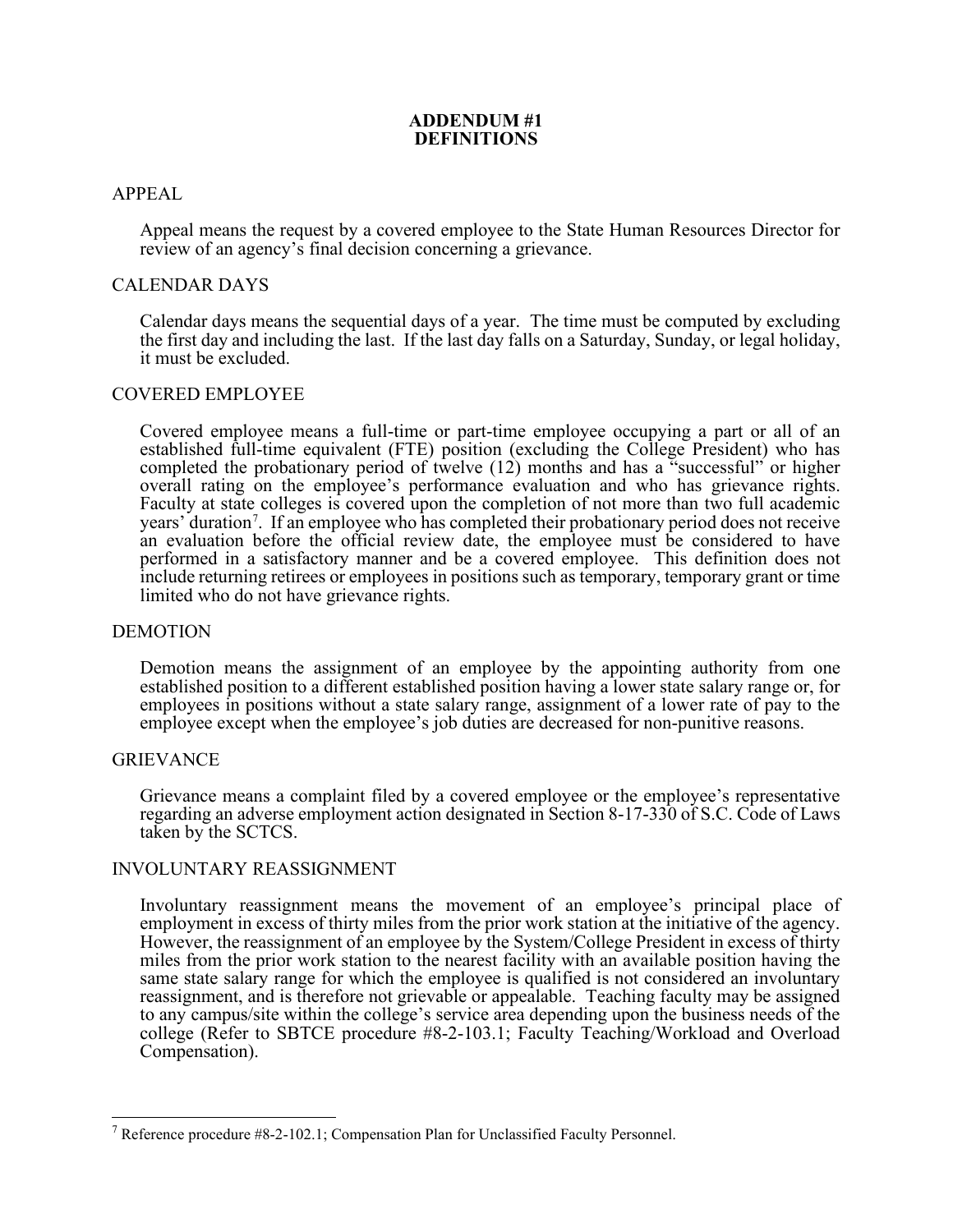# ADDENDUM #1
# DEFINITIONS

## APPEAL

Appeal means the request by a covered employee to the State Human Resources Director for review of an agency's final decision concerning a grievance.

## CALENDAR DAYS

Calendar days means the sequential days of a year. The time must be computed by excluding the first day and including the last. If the last day falls on a Saturday, Sunday, or legal holiday, it must be excluded.

## COVERED EMPLOYEE

Covered employee means a full-time or part-time employee occupying a part or all of an established full-time equivalent (FTE) position (excluding the College President) who has completed the probationary period of twelve (12) months and has a "successful" or higher overall rating on the employee's performance evaluation and who has grievance rights. Faculty at state colleges is covered upon the completion of not more than two full academic years' duration[7]. If an employee who has completed their probationary period does not receive an evaluation before the official review date, the employee must be considered to have performed in a satisfactory manner and be a covered employee. This definition does not include returning retirees or employees in positions such as temporary, temporary grant or time limited who do not have grievance rights.

## DEMOTION

Demotion means the assignment of an employee by the appointing authority from one established position to a different established position having a lower state salary range or, for employees in positions without a state salary range, assignment of a lower rate of pay to the employee except when the employee's job duties are decreased for non-punitive reasons.

## GRIEVANCE

Grievance means a complaint filed by a covered employee or the employee's representative regarding an adverse employment action designated in Section 8-17-330 of S.C. Code of Laws taken by the SCTCS.

## INVOLUNTARY REASSIGNMENT

Involuntary reassignment means the movement of an employee's principal place of employment in excess of thirty miles from the prior work station at the initiative of the agency. However, the reassignment of an employee by the System/College President in excess of thirty miles from the prior work station to the nearest facility with an available position having the same state salary range for which the employee is qualified is not considered an involuntary reassignment, and is therefore not grievable or appealable. Teaching faculty may be assigned to any campus/site within the college's service area depending upon the business needs of the college (Refer to SBTCE procedure #8-2-103.1; Faculty Teaching/Workload and Overload Compensation).

---

[7] Reference procedure #8-2-102.1; Compensation Plan for Unclassified Faculty Personnel.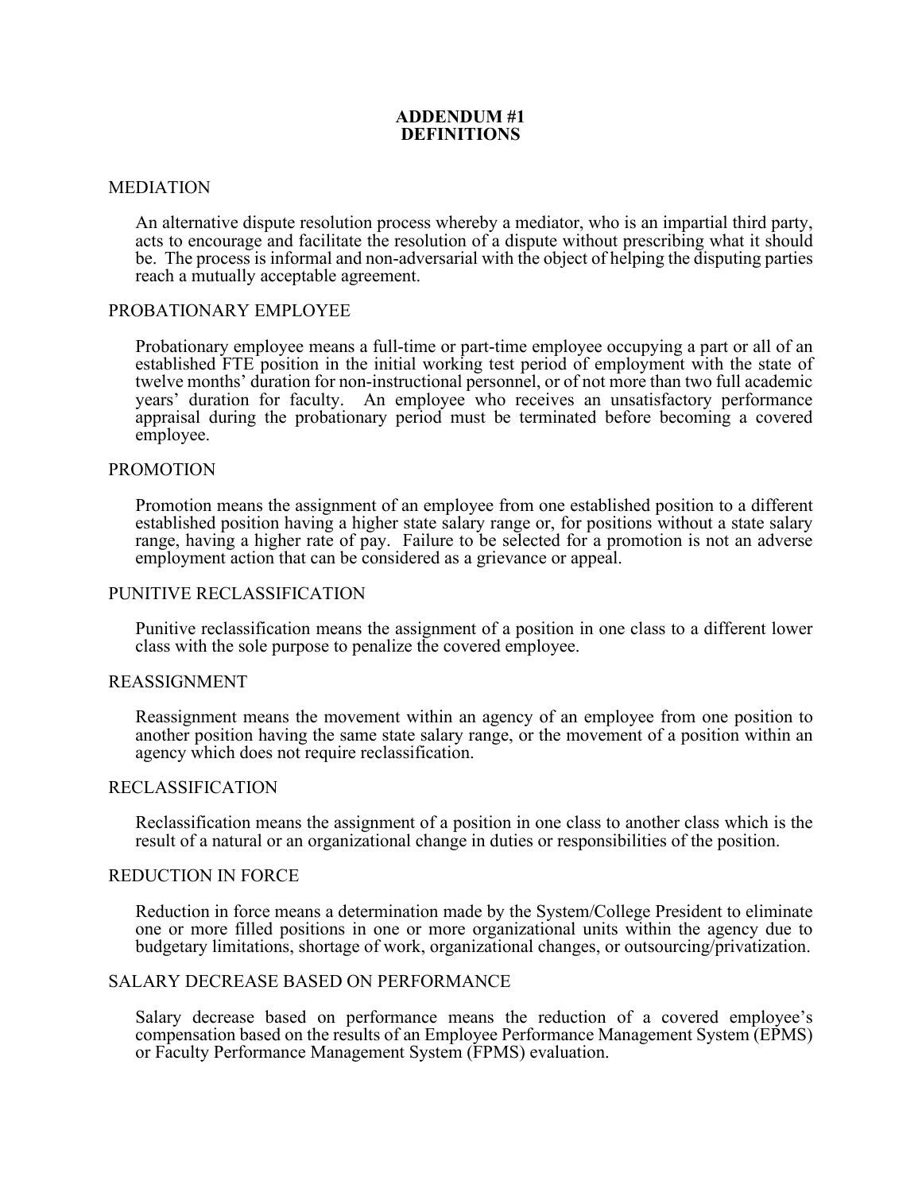# ADDENDUM #1
# DEFINITIONS

## MEDIATION

An alternative dispute resolution process whereby a mediator, who is an impartial third party, acts to encourage and facilitate the resolution of a dispute without prescribing what it should be. The process is informal and non-adversarial with the object of helping the disputing parties reach a mutually acceptable agreement.

## PROBATIONARY EMPLOYEE

Probationary employee means a full-time or part-time employee occupying a part or all of an established FTE position in the initial working test period of employment with the state of twelve months' duration for non-instructional personnel, or of not more than two full academic years' duration for faculty. An employee who receives an unsatisfactory performance appraisal during the probationary period must be terminated before becoming a covered employee.

## PROMOTION

Promotion means the assignment of an employee from one established position to a different established position having a higher state salary range or, for positions without a state salary range, having a higher rate of pay. Failure to be selected for a promotion is not an adverse employment action that can be considered as a grievance or appeal.

## PUNITIVE RECLASSIFICATION

Punitive reclassification means the assignment of a position in one class to a different lower class with the sole purpose to penalize the covered employee.

## REASSIGNMENT

Reassignment means the movement within an agency of an employee from one position to another position having the same state salary range, or the movement of a position within an agency which does not require reclassification.

## RECLASSIFICATION

Reclassification means the assignment of a position in one class to another class which is the result of a natural or an organizational change in duties or responsibilities of the position.

## REDUCTION IN FORCE

Reduction in force means a determination made by the System/College President to eliminate one or more filled positions in one or more organizational units within the agency due to budgetary limitations, shortage of work, organizational changes, or outsourcing/privatization.

## SALARY DECREASE BASED ON PERFORMANCE

Salary decrease based on performance means the reduction of a covered employee's compensation based on the results of an Employee Performance Management System (EPMS) or Faculty Performance Management System (FPMS) evaluation.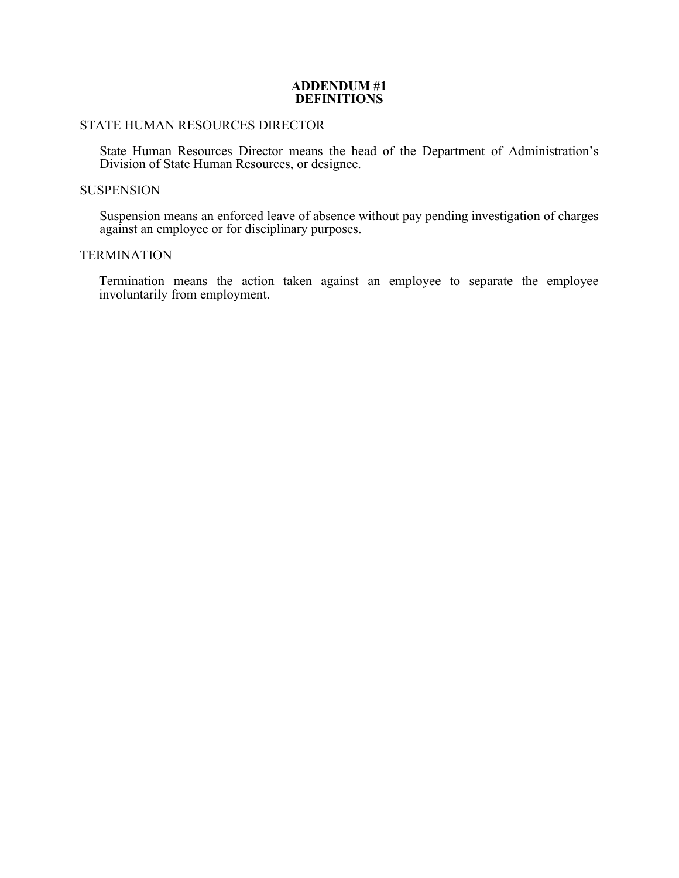# ADDENDUM #1
# DEFINITIONS

STATE HUMAN RESOURCES DIRECTOR

State Human Resources Director means the head of the Department of Administration's Division of State Human Resources, or designee.

SUSPENSION

Suspension means an enforced leave of absence without pay pending investigation of charges against an employee or for disciplinary purposes.

TERMINATION

Termination means the action taken against an employee to separate the employee involuntarily from employment.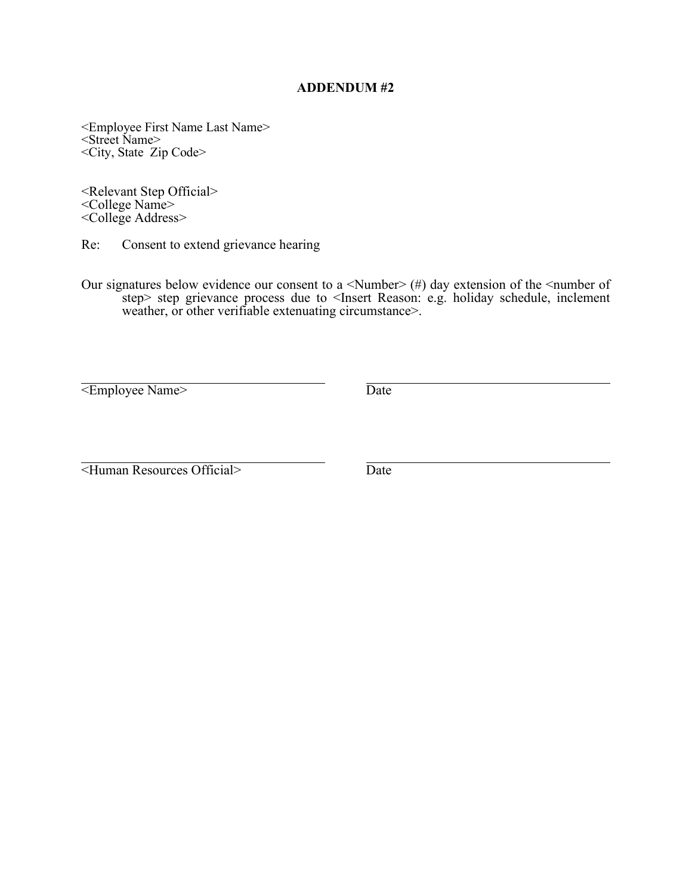**ADDENDUM #2**

<Employee First Name Last Name>
<Street Name>
<City, State  Zip Code>

<Relevant Step Official>
<College Name>
<College Address>

Re: Consent to extend grievance hearing

Our signatures below evidence our consent to a <Number> (#) day extension of the <number of step> step grievance process due to <Insert Reason: e.g. holiday schedule, inclement weather, or other verifiable extenuating circumstance>.

| | |
|---|---|
| ______________________________ | ______________________________ |
| <Employee Name> | Date |
| ______________________________ | ______________________________ |
| <Human Resources Official> | Date |